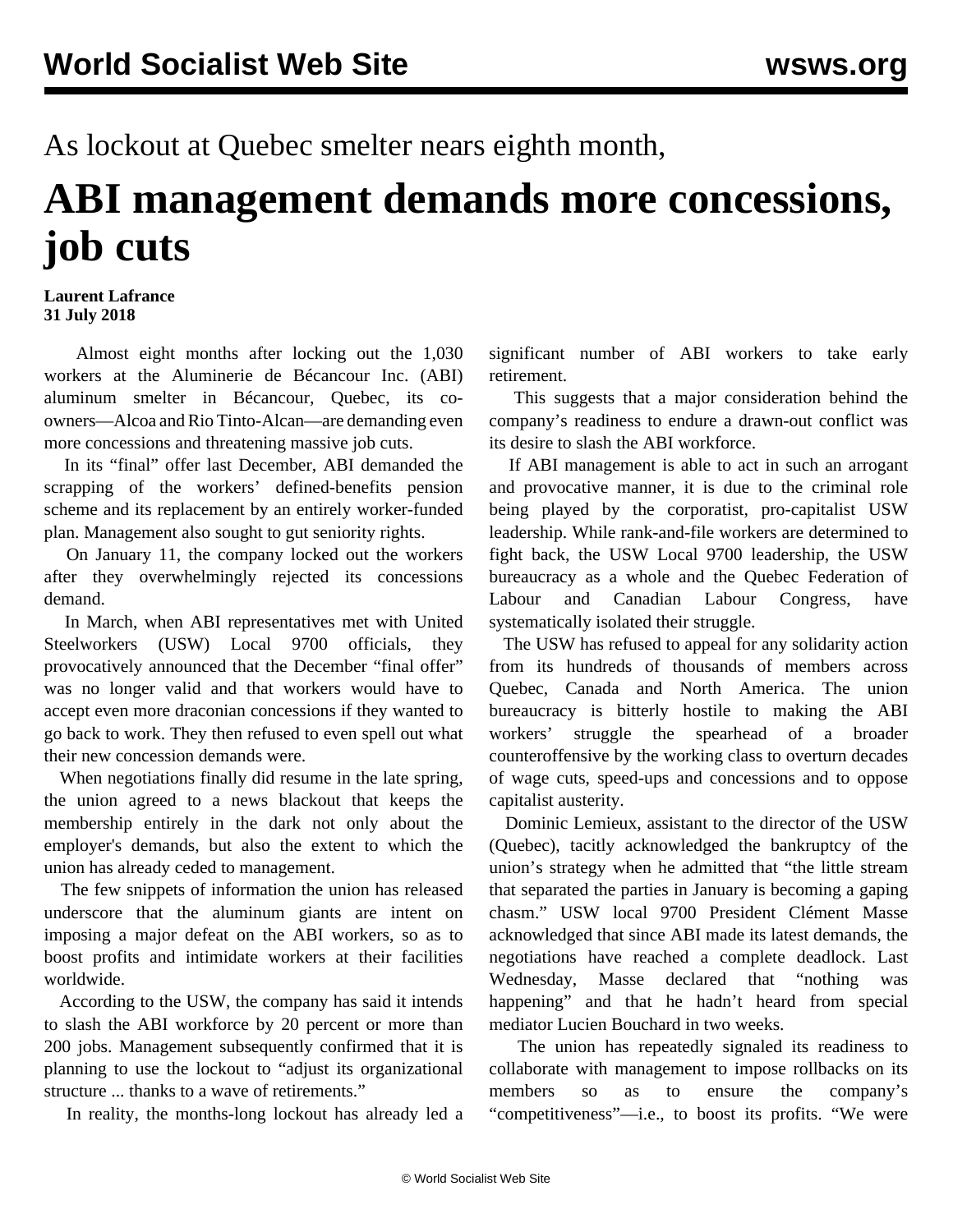As lockout at Quebec smelter nears eighth month,

# ABI management demands more concessions, job cuts

**Laurent Lafrance**
**31 July 2018**

Almost eight months after locking out the 1,030 workers at the Aluminerie de Bécancour Inc. (ABI) aluminum smelter in Bécancour, Quebec, its co-owners—Alcoa and Rio Tinto-Alcan—are demanding even more concessions and threatening massive job cuts.

In its "final" offer last December, ABI demanded the scrapping of the workers' defined-benefits pension scheme and its replacement by an entirely worker-funded plan. Management also sought to gut seniority rights.

On January 11, the company locked out the workers after they overwhelmingly rejected its concessions demand.

In March, when ABI representatives met with United Steelworkers (USW) Local 9700 officials, they provocatively announced that the December "final offer" was no longer valid and that workers would have to accept even more draconian concessions if they wanted to go back to work. They then refused to even spell out what their new concession demands were.

When negotiations finally did resume in the late spring, the union agreed to a news blackout that keeps the membership entirely in the dark not only about the employer's demands, but also the extent to which the union has already ceded to management.

The few snippets of information the union has released underscore that the aluminum giants are intent on imposing a major defeat on the ABI workers, so as to boost profits and intimidate workers at their facilities worldwide.

According to the USW, the company has said it intends to slash the ABI workforce by 20 percent or more than 200 jobs. Management subsequently confirmed that it is planning to use the lockout to "adjust its organizational structure ... thanks to a wave of retirements."

In reality, the months-long lockout has already led a significant number of ABI workers to take early retirement.

This suggests that a major consideration behind the company's readiness to endure a drawn-out conflict was its desire to slash the ABI workforce.

If ABI management is able to act in such an arrogant and provocative manner, it is due to the criminal role being played by the corporatist, pro-capitalist USW leadership. While rank-and-file workers are determined to fight back, the USW Local 9700 leadership, the USW bureaucracy as a whole and the Quebec Federation of Labour and Canadian Labour Congress, have systematically isolated their struggle.

The USW has refused to appeal for any solidarity action from its hundreds of thousands of members across Quebec, Canada and North America. The union bureaucracy is bitterly hostile to making the ABI workers' struggle the spearhead of a broader counteroffensive by the working class to overturn decades of wage cuts, speed-ups and concessions and to oppose capitalist austerity.

Dominic Lemieux, assistant to the director of the USW (Quebec), tacitly acknowledged the bankruptcy of the union's strategy when he admitted that "the little stream that separated the parties in January is becoming a gaping chasm." USW local 9700 President Clément Masse acknowledged that since ABI made its latest demands, the negotiations have reached a complete deadlock. Last Wednesday, Masse declared that "nothing was happening" and that he hadn't heard from special mediator Lucien Bouchard in two weeks.

The union has repeatedly signaled its readiness to collaborate with management to impose rollbacks on its members so as to ensure the company's "competitiveness"—i.e., to boost its profits. "We were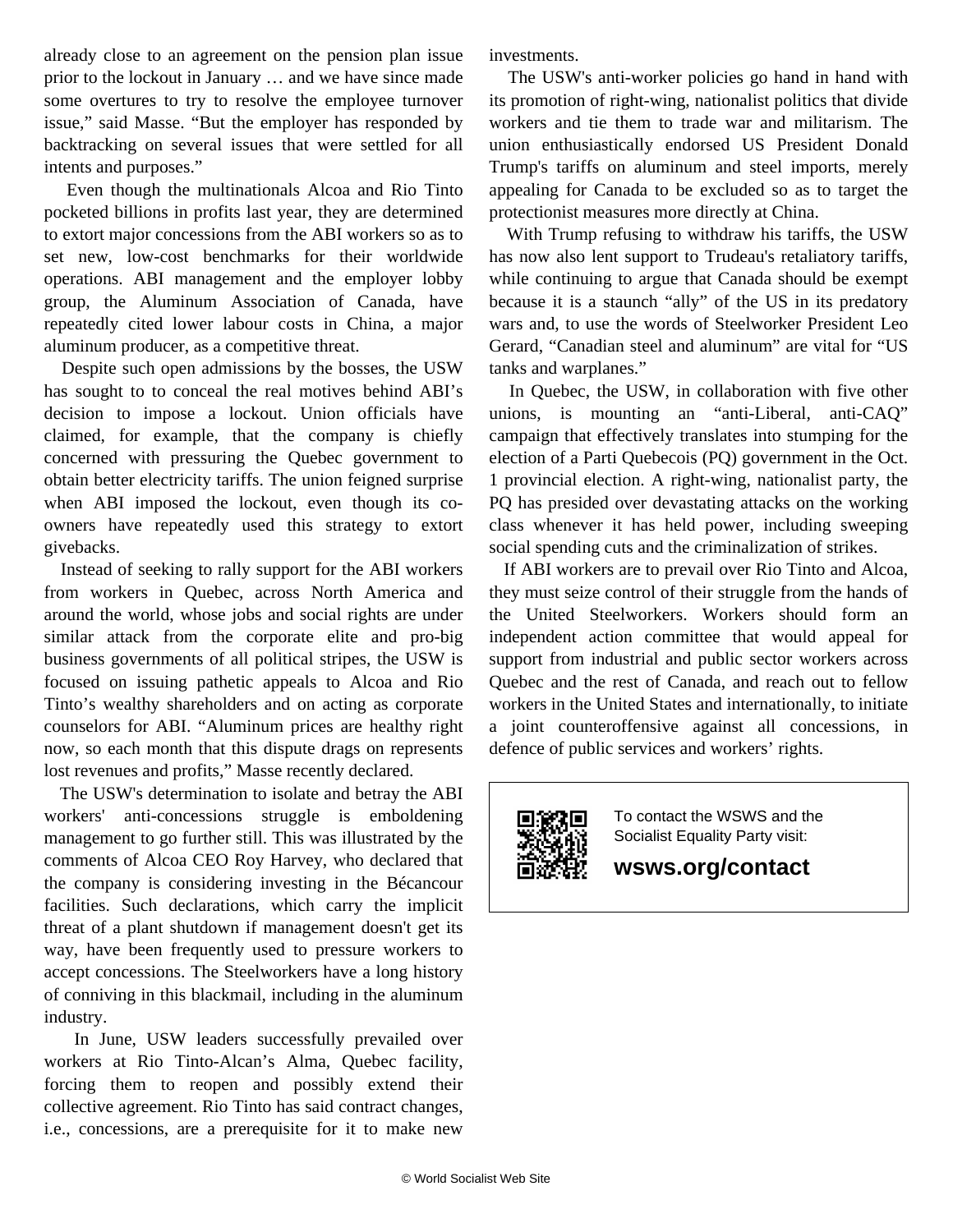already close to an agreement on the pension plan issue prior to the lockout in January … and we have since made some overtures to try to resolve the employee turnover issue," said Masse. "But the employer has responded by backtracking on several issues that were settled for all intents and purposes."

Even though the multinationals Alcoa and Rio Tinto pocketed billions in profits last year, they are determined to extort major concessions from the ABI workers so as to set new, low-cost benchmarks for their worldwide operations. ABI management and the employer lobby group, the Aluminum Association of Canada, have repeatedly cited lower labour costs in China, a major aluminum producer, as a competitive threat.

Despite such open admissions by the bosses, the USW has sought to to conceal the real motives behind ABI's decision to impose a lockout. Union officials have claimed, for example, that the company is chiefly concerned with pressuring the Quebec government to obtain better electricity tariffs. The union feigned surprise when ABI imposed the lockout, even though its co-owners have repeatedly used this strategy to extort givebacks.

Instead of seeking to rally support for the ABI workers from workers in Quebec, across North America and around the world, whose jobs and social rights are under similar attack from the corporate elite and pro-big business governments of all political stripes, the USW is focused on issuing pathetic appeals to Alcoa and Rio Tinto's wealthy shareholders and on acting as corporate counselors for ABI. "Aluminum prices are healthy right now, so each month that this dispute drags on represents lost revenues and profits," Masse recently declared.

The USW's determination to isolate and betray the ABI workers' anti-concessions struggle is emboldening management to go further still. This was illustrated by the comments of Alcoa CEO Roy Harvey, who declared that the company is considering investing in the Bécancour facilities. Such declarations, which carry the implicit threat of a plant shutdown if management doesn't get its way, have been frequently used to pressure workers to accept concessions. The Steelworkers have a long history of conniving in this blackmail, including in the aluminum industry.

In June, USW leaders successfully prevailed over workers at Rio Tinto-Alcan's Alma, Quebec facility, forcing them to reopen and possibly extend their collective agreement. Rio Tinto has said contract changes, i.e., concessions, are a prerequisite for it to make new investments.

The USW's anti-worker policies go hand in hand with its promotion of right-wing, nationalist politics that divide workers and tie them to trade war and militarism. The union enthusiastically endorsed US President Donald Trump's tariffs on aluminum and steel imports, merely appealing for Canada to be excluded so as to target the protectionist measures more directly at China.

With Trump refusing to withdraw his tariffs, the USW has now also lent support to Trudeau's retaliatory tariffs, while continuing to argue that Canada should be exempt because it is a staunch "ally" of the US in its predatory wars and, to use the words of Steelworker President Leo Gerard, "Canadian steel and aluminum" are vital for "US tanks and warplanes."

In Quebec, the USW, in collaboration with five other unions, is mounting an "anti-Liberal, anti-CAQ" campaign that effectively translates into stumping for the election of a Parti Quebecois (PQ) government in the Oct. 1 provincial election. A right-wing, nationalist party, the PQ has presided over devastating attacks on the working class whenever it has held power, including sweeping social spending cuts and the criminalization of strikes.

If ABI workers are to prevail over Rio Tinto and Alcoa, they must seize control of their struggle from the hands of the United Steelworkers. Workers should form an independent action committee that would appeal for support from industrial and public sector workers across Quebec and the rest of Canada, and reach out to fellow workers in the United States and internationally, to initiate a joint counteroffensive against all concessions, in defence of public services and workers' rights.

To contact the WSWS and the Socialist Equality Party visit:

**wsws.org/contact**